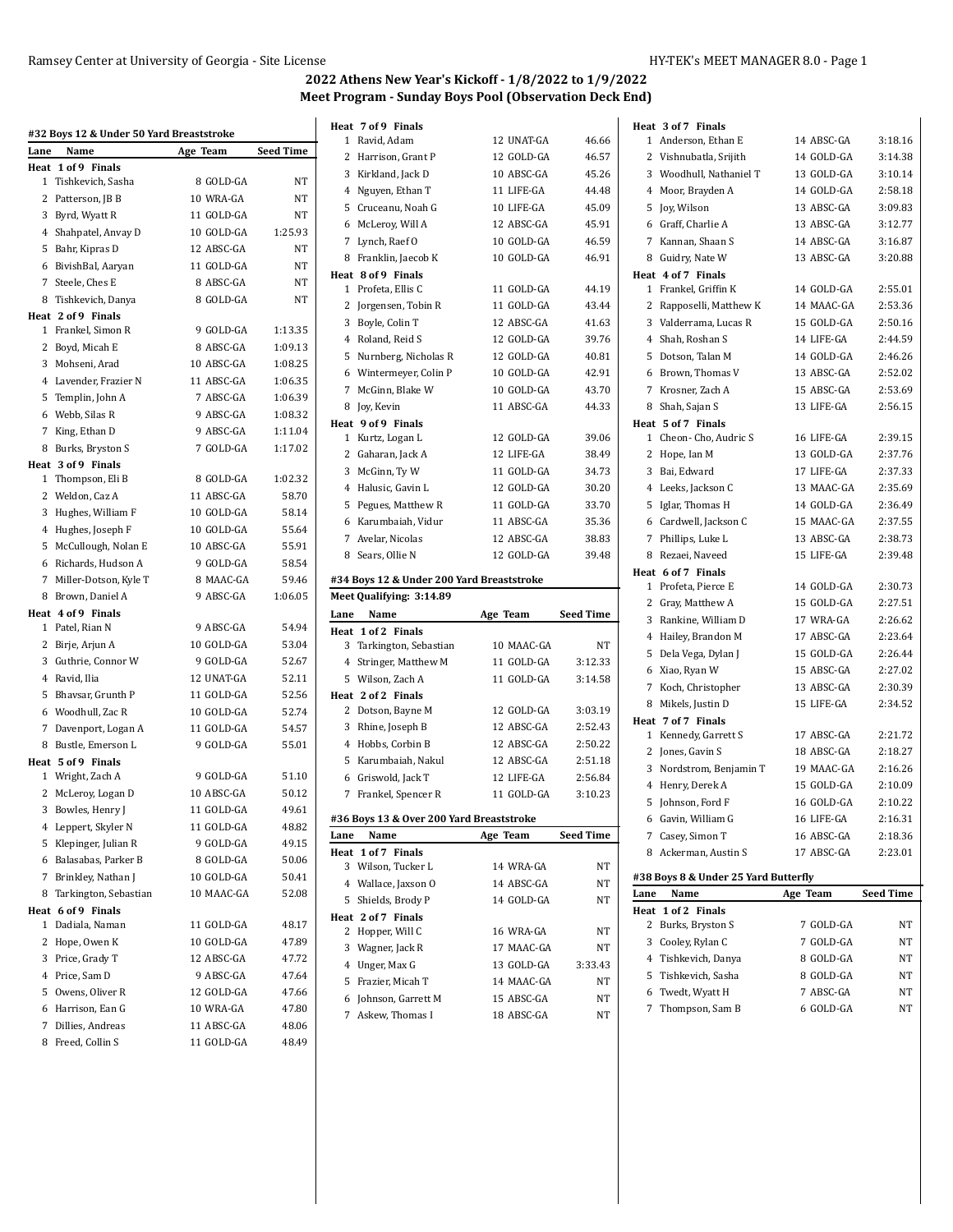## 2022 Athens New Year's Kickoff - 1/8/2022 to 1/9/2022
## Meet Program - Sunday Boys Pool (Observation Deck End)

### #32 Boys 12 & Under 50 Yard Breaststroke

| Lane | Name | Age | Team | Seed Time |
|---|---|---|---|---|
| **Heat 1 of 9 Finals** | | | | |
| 1 | Tishkevich, Sasha | 8 | GOLD-GA | NT |
| 2 | Patterson, JB B | 10 | WRA-GA | NT |
| 3 | Byrd, Wyatt R | 11 | GOLD-GA | NT |
| 4 | Shahpatel, Anvay D | 10 | GOLD-GA | 1:25.93 |
| 5 | Bahr, Kipras D | 12 | ABSC-GA | NT |
| 6 | BivishBal, Aaryan | 11 | GOLD-GA | NT |
| 7 | Steele, Ches E | 8 | ABSC-GA | NT |
| 8 | Tishkevich, Danya | 8 | GOLD-GA | NT |
| **Heat 2 of 9 Finals** | | | | |
| 1 | Frankel, Simon R | 9 | GOLD-GA | 1:13.35 |
| 2 | Boyd, Micah E | 8 | ABSC-GA | 1:09.13 |
| 3 | Mohseni, Arad | 10 | ABSC-GA | 1:08.25 |
| 4 | Lavender, Frazier N | 11 | ABSC-GA | 1:06.35 |
| 5 | Templin, John A | 7 | ABSC-GA | 1:06.39 |
| 6 | Webb, Silas R | 9 | ABSC-GA | 1:08.32 |
| 7 | King, Ethan D | 9 | ABSC-GA | 1:11.04 |
| 8 | Burks, Bryston S | 7 | GOLD-GA | 1:17.02 |
| **Heat 3 of 9 Finals** | | | | |
| 1 | Thompson, Eli B | 8 | GOLD-GA | 1:02.32 |
| 2 | Weldon, Caz A | 11 | ABSC-GA | 58.70 |
| 3 | Hughes, William F | 10 | GOLD-GA | 58.14 |
| 4 | Hughes, Joseph F | 10 | GOLD-GA | 55.64 |
| 5 | McCullough, Nolan E | 10 | ABSC-GA | 55.91 |
| 6 | Richards, Hudson A | 9 | GOLD-GA | 58.54 |
| 7 | Miller-Dotson, Kyle T | 8 | MAAC-GA | 59.46 |
| 8 | Brown, Daniel A | 9 | ABSC-GA | 1:06.05 |
| **Heat 4 of 9 Finals** | | | | |
| 1 | Patel, Rian N | 9 | ABSC-GA | 54.94 |
| 2 | Birje, Arjun A | 10 | GOLD-GA | 53.04 |
| 3 | Guthrie, Connor W | 9 | GOLD-GA | 52.67 |
| 4 | Ravid, Ilia | 12 | UNAT-GA | 52.11 |
| 5 | Bhavsar, Grunth P | 11 | GOLD-GA | 52.56 |
| 6 | Woodhull, Zac R | 10 | GOLD-GA | 52.74 |
| 7 | Davenport, Logan A | 11 | GOLD-GA | 54.57 |
| 8 | Bustle, Emerson L | 9 | GOLD-GA | 55.01 |
| **Heat 5 of 9 Finals** | | | | |
| 1 | Wright, Zach A | 9 | GOLD-GA | 51.10 |
| 2 | McLeroy, Logan D | 10 | ABSC-GA | 50.12 |
| 3 | Bowles, Henry J | 11 | GOLD-GA | 49.61 |
| 4 | Leppert, Skyler N | 11 | GOLD-GA | 48.82 |
| 5 | Klepinger, Julian R | 9 | GOLD-GA | 49.15 |
| 6 | Balasabas, Parker B | 8 | GOLD-GA | 50.06 |
| 7 | Brinkley, Nathan J | 10 | GOLD-GA | 50.41 |
| 8 | Tarkington, Sebastian | 10 | MAAC-GA | 52.08 |
| **Heat 6 of 9 Finals** | | | | |
| 1 | Dadiala, Naman | 11 | GOLD-GA | 48.17 |
| 2 | Hope, Owen K | 10 | GOLD-GA | 47.89 |
| 3 | Price, Grady T | 12 | ABSC-GA | 47.72 |
| 4 | Price, Sam D | 9 | ABSC-GA | 47.64 |
| 5 | Owens, Oliver R | 12 | GOLD-GA | 47.66 |
| 6 | Harrison, Ean G | 10 | WRA-GA | 47.80 |
| 7 | Dillies, Andreas | 11 | ABSC-GA | 48.06 |
| 8 | Freed, Collin S | 11 | GOLD-GA | 48.49 |
| **Heat 7 of 9 Finals** | | | | |
| 1 | Ravid, Adam | 12 | UNAT-GA | 46.66 |
| 2 | Harrison, Grant P | 12 | GOLD-GA | 46.57 |
| 3 | Kirkland, Jack D | 10 | ABSC-GA | 45.26 |
| 4 | Nguyen, Ethan T | 11 | LIFE-GA | 44.48 |
| 5 | Cruceanu, Noah G | 10 | LIFE-GA | 45.09 |
| 6 | McLeroy, Will A | 12 | ABSC-GA | 45.91 |
| 7 | Lynch, Raef O | 10 | GOLD-GA | 46.59 |
| 8 | Franklin, Jaecob K | 10 | GOLD-GA | 46.91 |
| **Heat 8 of 9 Finals** | | | | |
| 1 | Profeta, Ellis C | 11 | GOLD-GA | 44.19 |
| 2 | Jorgensen, Tobin R | 11 | GOLD-GA | 43.44 |
| 3 | Boyle, Colin T | 12 | ABSC-GA | 41.63 |
| 4 | Roland, Reid S | 12 | GOLD-GA | 39.76 |
| 5 | Nurnberg, Nicholas R | 12 | GOLD-GA | 40.81 |
| 6 | Wintermeyer, Colin P | 10 | GOLD-GA | 42.91 |
| 7 | McGinn, Blake W | 10 | GOLD-GA | 43.70 |
| 8 | Joy, Kevin | 11 | ABSC-GA | 44.33 |
| **Heat 9 of 9 Finals** | | | | |
| 1 | Kurtz, Logan L | 12 | GOLD-GA | 39.06 |
| 2 | Gaharan, Jack A | 12 | LIFE-GA | 38.49 |
| 3 | McGinn, Ty W | 11 | GOLD-GA | 34.73 |
| 4 | Halusic, Gavin L | 12 | GOLD-GA | 30.20 |
| 5 | Pegues, Matthew R | 11 | GOLD-GA | 33.70 |
| 6 | Karumbaiah, Vidur | 11 | ABSC-GA | 35.36 |
| 7 | Avelar, Nicolas | 12 | ABSC-GA | 38.83 |
| 8 | Sears, Ollie N | 12 | GOLD-GA | 39.48 |

### #34 Boys 12 & Under 200 Yard Breaststroke

Meet Qualifying: 3:14.89

| Lane | Name | Age | Team | Seed Time |
|---|---|---|---|---|
| **Heat 1 of 2 Finals** | | | | |
| 3 | Tarkington, Sebastian | 10 | MAAC-GA | NT |
| 4 | Stringer, Matthew M | 11 | GOLD-GA | 3:12.33 |
| 5 | Wilson, Zach A | 11 | GOLD-GA | 3:14.58 |
| **Heat 2 of 2 Finals** | | | | |
| 2 | Dotson, Bayne M | 12 | GOLD-GA | 3:03.19 |
| 3 | Rhine, Joseph B | 12 | ABSC-GA | 2:52.43 |
| 4 | Hobbs, Corbin B | 12 | ABSC-GA | 2:50.22 |
| 5 | Karumbaiah, Nakul | 12 | ABSC-GA | 2:51.18 |
| 6 | Griswold, Jack T | 12 | LIFE-GA | 2:56.84 |
| 7 | Frankel, Spencer R | 11 | GOLD-GA | 3:10.23 |

### #36 Boys 13 & Over 200 Yard Breaststroke

| Lane | Name | Age | Team | Seed Time |
|---|---|---|---|---|
| **Heat 1 of 7 Finals** | | | | |
| 3 | Wilson, Tucker L | 14 | WRA-GA | NT |
| 4 | Wallace, Jaxson O | 14 | ABSC-GA | NT |
| 5 | Shields, Brody P | 14 | GOLD-GA | NT |
| **Heat 2 of 7 Finals** | | | | |
| 2 | Hopper, Will C | 16 | WRA-GA | NT |
| 3 | Wagner, Jack R | 17 | MAAC-GA | NT |
| 4 | Unger, Max G | 13 | GOLD-GA | 3:33.43 |
| 5 | Frazier, Micah T | 14 | MAAC-GA | NT |
| 6 | Johnson, Garrett M | 15 | ABSC-GA | NT |
| 7 | Askew, Thomas I | 18 | ABSC-GA | NT |
| **Heat 3 of 7 Finals** | | | | |
| 1 | Anderson, Ethan E | 14 | ABSC-GA | 3:18.16 |
| 2 | Vishnubatla, Srijith | 14 | GOLD-GA | 3:14.38 |
| 3 | Woodhull, Nathaniel T | 13 | GOLD-GA | 3:10.14 |
| 4 | Moor, Brayden A | 14 | GOLD-GA | 2:58.18 |
| 5 | Joy, Wilson | 13 | ABSC-GA | 3:09.83 |
| 6 | Graff, Charlie A | 13 | ABSC-GA | 3:12.77 |
| 7 | Kannan, Shaan S | 14 | ABSC-GA | 3:16.87 |
| 8 | Guidry, Nate W | 13 | ABSC-GA | 3:20.88 |
| **Heat 4 of 7 Finals** | | | | |
| 1 | Frankel, Griffin K | 14 | GOLD-GA | 2:55.01 |
| 2 | Rapposelli, Matthew K | 14 | MAAC-GA | 2:53.36 |
| 3 | Valderrama, Lucas R | 15 | GOLD-GA | 2:50.16 |
| 4 | Shah, Roshan S | 14 | LIFE-GA | 2:44.59 |
| 5 | Dotson, Talan M | 14 | GOLD-GA | 2:46.26 |
| 6 | Brown, Thomas V | 13 | ABSC-GA | 2:52.02 |
| 7 | Krosner, Zach A | 15 | ABSC-GA | 2:53.69 |
| 8 | Shah, Sajan S | 13 | LIFE-GA | 2:56.15 |
| **Heat 5 of 7 Finals** | | | | |
| 1 | Cheon- Cho, Audric S | 16 | LIFE-GA | 2:39.15 |
| 2 | Hope, Ian M | 13 | GOLD-GA | 2:37.76 |
| 3 | Bai, Edward | 17 | LIFE-GA | 2:37.33 |
| 4 | Leeks, Jackson C | 13 | MAAC-GA | 2:35.69 |
| 5 | Iglar, Thomas H | 14 | GOLD-GA | 2:36.49 |
| 6 | Cardwell, Jackson C | 15 | MAAC-GA | 2:37.55 |
| 7 | Phillips, Luke L | 13 | ABSC-GA | 2:38.73 |
| 8 | Rezaei, Naveed | 15 | LIFE-GA | 2:39.48 |
| **Heat 6 of 7 Finals** | | | | |
| 1 | Profeta, Pierce E | 14 | GOLD-GA | 2:30.73 |
| 2 | Gray, Matthew A | 15 | GOLD-GA | 2:27.51 |
| 3 | Rankine, William D | 17 | WRA-GA | 2:26.62 |
| 4 | Hailey, Brandon M | 17 | ABSC-GA | 2:23.64 |
| 5 | Dela Vega, Dylan J | 15 | GOLD-GA | 2:26.44 |
| 6 | Xiao, Ryan W | 15 | ABSC-GA | 2:27.02 |
| 7 | Koch, Christopher | 13 | ABSC-GA | 2:30.39 |
| 8 | Mikels, Justin D | 15 | LIFE-GA | 2:34.52 |
| **Heat 7 of 7 Finals** | | | | |
| 1 | Kennedy, Garrett S | 17 | ABSC-GA | 2:21.72 |
| 2 | Jones, Gavin S | 18 | ABSC-GA | 2:18.27 |
| 3 | Nordstrom, Benjamin T | 19 | MAAC-GA | 2:16.26 |
| 4 | Henry, Derek A | 15 | GOLD-GA | 2:10.09 |
| 5 | Johnson, Ford F | 16 | GOLD-GA | 2:10.22 |
| 6 | Gavin, William G | 16 | LIFE-GA | 2:16.31 |
| 7 | Casey, Simon T | 16 | ABSC-GA | 2:18.36 |
| 8 | Ackerman, Austin S | 17 | ABSC-GA | 2:23.01 |

### #38 Boys 8 & Under 25 Yard Butterfly

| Lane | Name | Age | Team | Seed Time |
|---|---|---|---|---|
| **Heat 1 of 2 Finals** | | | | |
| 2 | Burks, Bryston S | 7 | GOLD-GA | NT |
| 3 | Cooley, Rylan C | 7 | GOLD-GA | NT |
| 4 | Tishkevich, Danya | 8 | GOLD-GA | NT |
| 5 | Tishkevich, Sasha | 8 | GOLD-GA | NT |
| 6 | Twedt, Wyatt H | 7 | ABSC-GA | NT |
| 7 | Thompson, Sam B | 6 | GOLD-GA | NT |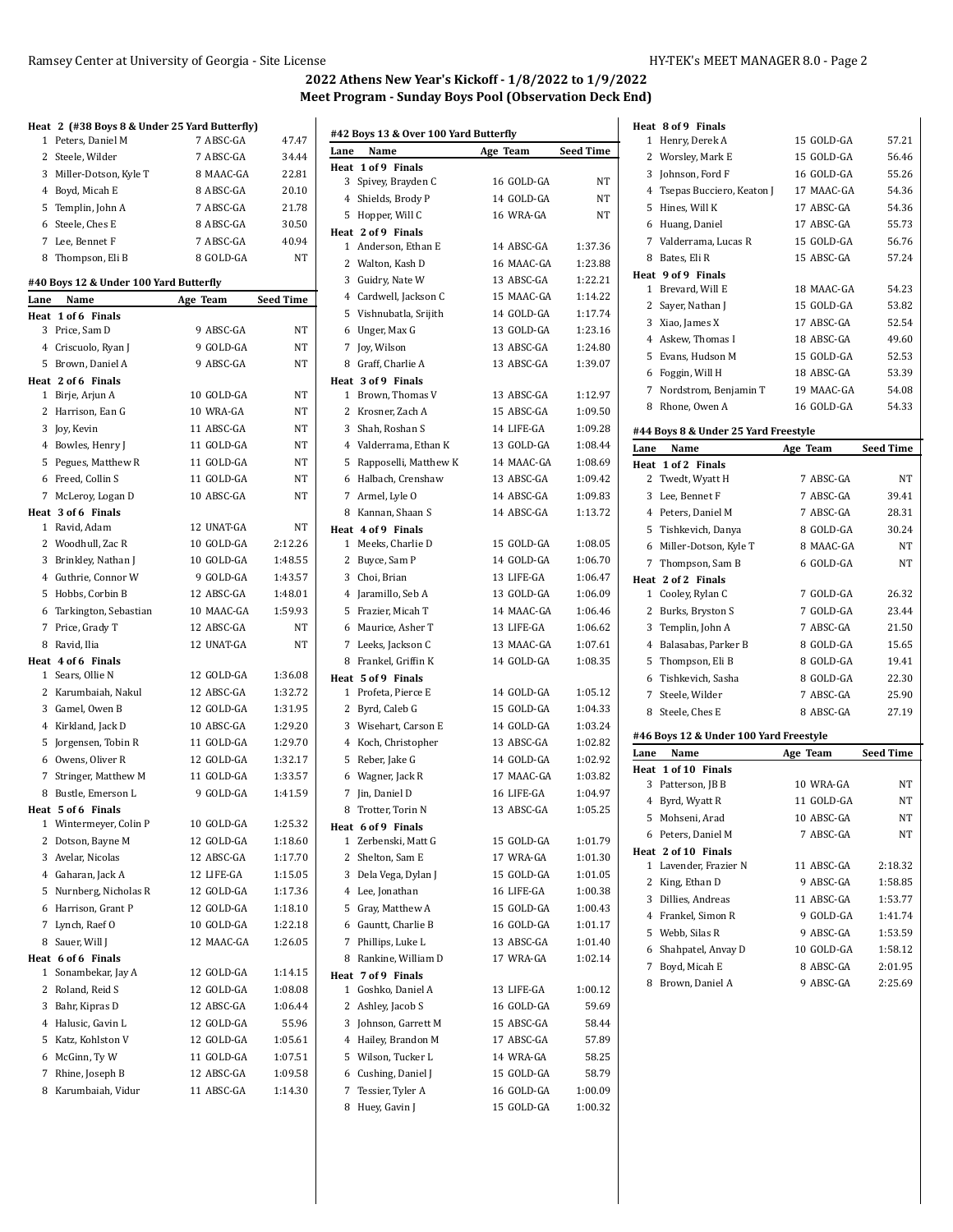## 2022 Athens New Year's Kickoff - 1/8/2022 to 1/9/2022
## Meet Program - Sunday Boys Pool (Observation Deck End)

**Heat 2 (#38 Boys 8 & Under 25 Yard Butterfly)**

| Lane | Name | Age | Team | Seed Time |
|---|---|---|---|---|
| 1 | Peters, Daniel M | 7 | ABSC-GA | 47.47 |
| 2 | Steele, Wilder | 7 | ABSC-GA | 34.44 |
| 3 | Miller-Dotson, Kyle T | 8 | MAAC-GA | 22.81 |
| 4 | Boyd, Micah E | 8 | ABSC-GA | 20.10 |
| 5 | Templin, John A | 7 | ABSC-GA | 21.78 |
| 6 | Steele, Ches E | 8 | ABSC-GA | 30.50 |
| 7 | Lee, Bennet F | 7 | ABSC-GA | 40.94 |
| 8 | Thompson, Eli B | 8 | GOLD-GA | NT |

**#40 Boys 12 & Under 100 Yard Butterfly**

| Lane | Name | Age | Team | Seed Time |
|---|---|---|---|---|
| **Heat 1 of 6 Finals** | | | | |
| 3 | Price, Sam D | 9 | ABSC-GA | NT |
| 4 | Criscuolo, Ryan J | 9 | GOLD-GA | NT |
| 5 | Brown, Daniel A | 9 | ABSC-GA | NT |
| **Heat 2 of 6 Finals** | | | | |
| 1 | Birje, Arjun A | 10 | GOLD-GA | NT |
| 2 | Harrison, Ean G | 10 | WRA-GA | NT |
| 3 | Joy, Kevin | 11 | ABSC-GA | NT |
| 4 | Bowles, Henry J | 11 | GOLD-GA | NT |
| 5 | Pegues, Matthew R | 11 | GOLD-GA | NT |
| 6 | Freed, Collin S | 11 | GOLD-GA | NT |
| 7 | McLeroy, Logan D | 10 | ABSC-GA | NT |
| **Heat 3 of 6 Finals** | | | | |
| 1 | Ravid, Adam | 12 | UNAT-GA | NT |
| 2 | Woodhull, Zac R | 10 | GOLD-GA | 2:12.26 |
| 3 | Brinkley, Nathan J | 10 | GOLD-GA | 1:48.55 |
| 4 | Guthrie, Connor W | 9 | GOLD-GA | 1:43.57 |
| 5 | Hobbs, Corbin B | 12 | ABSC-GA | 1:48.01 |
| 6 | Tarkington, Sebastian | 10 | MAAC-GA | 1:59.93 |
| 7 | Price, Grady T | 12 | ABSC-GA | NT |
| 8 | Ravid, Ilia | 12 | UNAT-GA | NT |
| **Heat 4 of 6 Finals** | | | | |
| 1 | Sears, Ollie N | 12 | GOLD-GA | 1:36.08 |
| 2 | Karumbaiah, Nakul | 12 | ABSC-GA | 1:32.72 |
| 3 | Gamel, Owen B | 12 | GOLD-GA | 1:31.95 |
| 4 | Kirkland, Jack D | 10 | ABSC-GA | 1:29.20 |
| 5 | Jorgensen, Tobin R | 11 | GOLD-GA | 1:29.70 |
| 6 | Owens, Oliver R | 12 | GOLD-GA | 1:32.17 |
| 7 | Stringer, Matthew M | 11 | GOLD-GA | 1:33.57 |
| 8 | Bustle, Emerson L | 9 | GOLD-GA | 1:41.59 |
| **Heat 5 of 6 Finals** | | | | |
| 1 | Wintermeyer, Colin P | 10 | GOLD-GA | 1:25.32 |
| 2 | Dotson, Bayne M | 12 | GOLD-GA | 1:18.60 |
| 3 | Avelar, Nicolas | 12 | ABSC-GA | 1:17.70 |
| 4 | Gaharan, Jack A | 12 | LIFE-GA | 1:15.05 |
| 5 | Nurnberg, Nicholas R | 12 | GOLD-GA | 1:17.36 |
| 6 | Harrison, Grant P | 12 | GOLD-GA | 1:18.10 |
| 7 | Lynch, Raef O | 10 | GOLD-GA | 1:22.18 |
| 8 | Sauer, Will J | 12 | MAAC-GA | 1:26.05 |
| **Heat 6 of 6 Finals** | | | | |
| 1 | Sonambekar, Jay A | 12 | GOLD-GA | 1:14.15 |
| 2 | Roland, Reid S | 12 | GOLD-GA | 1:08.08 |
| 3 | Bahr, Kipras D | 12 | ABSC-GA | 1:06.44 |
| 4 | Halusic, Gavin L | 12 | GOLD-GA | 55.96 |
| 5 | Katz, Kohlston V | 12 | GOLD-GA | 1:05.61 |
| 6 | McGinn, Ty W | 11 | GOLD-GA | 1:07.51 |
| 7 | Rhine, Joseph B | 12 | ABSC-GA | 1:09.58 |
| 8 | Karumbaiah, Vidur | 11 | ABSC-GA | 1:14.30 |

**#42 Boys 13 & Over 100 Yard Butterfly**

| Lane | Name | Age | Team | Seed Time |
|---|---|---|---|---|
| **Heat 1 of 9 Finals** | | | | |
| 3 | Spivey, Brayden C | 16 | GOLD-GA | NT |
| 4 | Shields, Brody P | 14 | GOLD-GA | NT |
| 5 | Hopper, Will C | 16 | WRA-GA | NT |
| **Heat 2 of 9 Finals** | | | | |
| 1 | Anderson, Ethan E | 14 | ABSC-GA | 1:37.36 |
| 2 | Walton, Kash D | 16 | MAAC-GA | 1:23.88 |
| 3 | Guidry, Nate W | 13 | ABSC-GA | 1:22.21 |
| 4 | Cardwell, Jackson C | 15 | MAAC-GA | 1:14.22 |
| 5 | Vishnubatla, Srijith | 14 | GOLD-GA | 1:17.74 |
| 6 | Unger, Max G | 13 | GOLD-GA | 1:23.16 |
| 7 | Joy, Wilson | 13 | ABSC-GA | 1:24.80 |
| 8 | Graff, Charlie A | 13 | ABSC-GA | 1:39.07 |
| **Heat 3 of 9 Finals** | | | | |
| 1 | Brown, Thomas V | 13 | ABSC-GA | 1:12.97 |
| 2 | Krosner, Zach A | 15 | ABSC-GA | 1:09.50 |
| 3 | Shah, Roshan S | 14 | LIFE-GA | 1:09.28 |
| 4 | Valderrama, Ethan K | 13 | GOLD-GA | 1:08.44 |
| 5 | Rapposelli, Matthew K | 14 | MAAC-GA | 1:08.69 |
| 6 | Halbach, Crenshaw | 13 | ABSC-GA | 1:09.42 |
| 7 | Armel, Lyle O | 14 | ABSC-GA | 1:09.83 |
| 8 | Kannan, Shaan S | 14 | ABSC-GA | 1:13.72 |
| **Heat 4 of 9 Finals** | | | | |
| 1 | Meeks, Charlie D | 15 | GOLD-GA | 1:08.05 |
| 2 | Buyce, Sam P | 14 | GOLD-GA | 1:06.70 |
| 3 | Choi, Brian | 13 | LIFE-GA | 1:06.47 |
| 4 | Jaramillo, Seb A | 13 | GOLD-GA | 1:06.09 |
| 5 | Frazier, Micah T | 14 | MAAC-GA | 1:06.46 |
| 6 | Maurice, Asher T | 13 | LIFE-GA | 1:06.62 |
| 7 | Leeks, Jackson C | 13 | MAAC-GA | 1:07.61 |
| 8 | Frankel, Griffin K | 14 | GOLD-GA | 1:08.35 |
| **Heat 5 of 9 Finals** | | | | |
| 1 | Profeta, Pierce E | 14 | GOLD-GA | 1:05.12 |
| 2 | Byrd, Caleb G | 15 | GOLD-GA | 1:04.33 |
| 3 | Wisehart, Carson E | 14 | GOLD-GA | 1:03.24 |
| 4 | Koch, Christopher | 13 | ABSC-GA | 1:02.82 |
| 5 | Reber, Jake G | 14 | GOLD-GA | 1:02.92 |
| 6 | Wagner, Jack R | 17 | MAAC-GA | 1:03.82 |
| 7 | Jin, Daniel D | 16 | LIFE-GA | 1:04.97 |
| 8 | Trotter, Torin N | 13 | ABSC-GA | 1:05.25 |
| **Heat 6 of 9 Finals** | | | | |
| 1 | Zerbenski, Matt G | 15 | GOLD-GA | 1:01.79 |
| 2 | Shelton, Sam E | 17 | WRA-GA | 1:01.30 |
| 3 | Dela Vega, Dylan J | 15 | GOLD-GA | 1:01.05 |
| 4 | Lee, Jonathan | 16 | LIFE-GA | 1:00.38 |
| 5 | Gray, Matthew A | 15 | GOLD-GA | 1:00.43 |
| 6 | Gauntt, Charlie B | 16 | GOLD-GA | 1:01.17 |
| 7 | Phillips, Luke L | 13 | ABSC-GA | 1:01.40 |
| 8 | Rankine, William D | 17 | WRA-GA | 1:02.14 |
| **Heat 7 of 9 Finals** | | | | |
| 1 | Goshko, Daniel A | 13 | LIFE-GA | 1:00.12 |
| 2 | Ashley, Jacob S | 16 | GOLD-GA | 59.69 |
| 3 | Johnson, Garrett M | 15 | ABSC-GA | 58.44 |
| 4 | Hailey, Brandon M | 17 | ABSC-GA | 57.89 |
| 5 | Wilson, Tucker L | 14 | WRA-GA | 58.25 |
| 6 | Cushing, Daniel J | 15 | GOLD-GA | 58.79 |
| 7 | Tessier, Tyler A | 16 | GOLD-GA | 1:00.09 |
| 8 | Huey, Gavin J | 15 | GOLD-GA | 1:00.32 |
| **Heat 8 of 9 Finals** | | | | |
| 1 | Henry, Derek A | 15 | GOLD-GA | 57.21 |
| 2 | Worsley, Mark E | 15 | GOLD-GA | 56.46 |
| 3 | Johnson, Ford F | 16 | GOLD-GA | 55.26 |
| 4 | Tsepas Bucciero, Keaton J | 17 | MAAC-GA | 54.36 |
| 5 | Hines, Will K | 17 | ABSC-GA | 54.36 |
| 6 | Huang, Daniel | 17 | ABSC-GA | 55.73 |
| 7 | Valderrama, Lucas R | 15 | GOLD-GA | 56.76 |
| 8 | Bates, Eli R | 15 | ABSC-GA | 57.24 |
| **Heat 9 of 9 Finals** | | | | |
| 1 | Brevard, Will E | 18 | MAAC-GA | 54.23 |
| 2 | Sayer, Nathan J | 15 | GOLD-GA | 53.82 |
| 3 | Xiao, James X | 17 | ABSC-GA | 52.54 |
| 4 | Askew, Thomas I | 18 | ABSC-GA | 49.60 |
| 5 | Evans, Hudson M | 15 | GOLD-GA | 52.53 |
| 6 | Foggin, Will H | 18 | ABSC-GA | 53.39 |
| 7 | Nordstrom, Benjamin T | 19 | MAAC-GA | 54.08 |
| 8 | Rhone, Owen A | 16 | GOLD-GA | 54.33 |

**#44 Boys 8 & Under 25 Yard Freestyle**

| Lane | Name | Age | Team | Seed Time |
|---|---|---|---|---|
| **Heat 1 of 2 Finals** | | | | |
| 2 | Twedt, Wyatt H | 7 | ABSC-GA | NT |
| 3 | Lee, Bennet F | 7 | ABSC-GA | 39.41 |
| 4 | Peters, Daniel M | 7 | ABSC-GA | 28.31 |
| 5 | Tishkevich, Danya | 8 | GOLD-GA | 30.24 |
| 6 | Miller-Dotson, Kyle T | 8 | MAAC-GA | NT |
| 7 | Thompson, Sam B | 6 | GOLD-GA | NT |
| **Heat 2 of 2 Finals** | | | | |
| 1 | Cooley, Rylan C | 7 | GOLD-GA | 26.32 |
| 2 | Burks, Bryston S | 7 | GOLD-GA | 23.44 |
| 3 | Templin, John A | 7 | ABSC-GA | 21.50 |
| 4 | Balasabas, Parker B | 8 | GOLD-GA | 15.65 |
| 5 | Thompson, Eli B | 8 | GOLD-GA | 19.41 |
| 6 | Tishkevich, Sasha | 8 | GOLD-GA | 22.30 |
| 7 | Steele, Wilder | 7 | ABSC-GA | 25.90 |
| 8 | Steele, Ches E | 8 | ABSC-GA | 27.19 |

**#46 Boys 12 & Under 100 Yard Freestyle**

| Lane | Name | Age | Team | Seed Time |
|---|---|---|---|---|
| **Heat 1 of 10 Finals** | | | | |
| 3 | Patterson, JB B | 10 | WRA-GA | NT |
| 4 | Byrd, Wyatt R | 11 | GOLD-GA | NT |
| 5 | Mohseni, Arad | 10 | ABSC-GA | NT |
| 6 | Peters, Daniel M | 7 | ABSC-GA | NT |
| **Heat 2 of 10 Finals** | | | | |
| 1 | Lavender, Frazier N | 11 | ABSC-GA | 2:18.32 |
| 2 | King, Ethan D | 9 | ABSC-GA | 1:58.85 |
| 3 | Dillies, Andreas | 11 | ABSC-GA | 1:53.77 |
| 4 | Frankel, Simon R | 9 | GOLD-GA | 1:41.74 |
| 5 | Webb, Silas R | 9 | ABSC-GA | 1:53.59 |
| 6 | Shahpatel, Anvay D | 10 | GOLD-GA | 1:58.12 |
| 7 | Boyd, Micah E | 8 | ABSC-GA | 2:01.95 |
| 8 | Brown, Daniel A | 9 | ABSC-GA | 2:25.69 |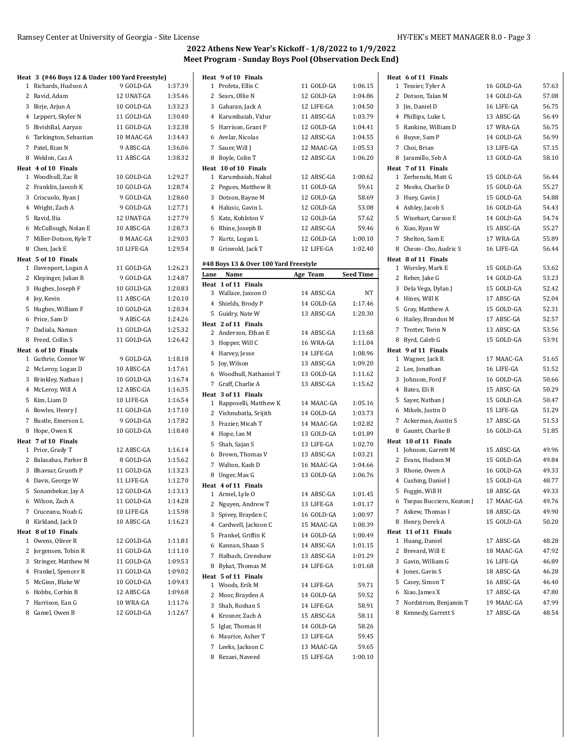## 2022 Athens New Year's Kickoff - 1/8/2022 to 1/9/2022
### Meet Program - Sunday Boys Pool (Observation Deck End)

**Heat 3 (#46 Boys 12 & Under 100 Yard Freestyle)**

| Lane | Name | Age Team | Seed Time |
|---|---|---|---|
| 1 | Richards, Hudson A | 9 GOLD-GA | 1:37.39 |
| 2 | Ravid, Adam | 12 UNAT-GA | 1:35.46 |
| 3 | Birje, Arjun A | 10 GOLD-GA | 1:33.23 |
| 4 | Leppert, Skyler N | 11 GOLD-GA | 1:30.40 |
| 5 | BivishBal, Aaryan | 11 GOLD-GA | 1:32.38 |
| 6 | Tarkington, Sebastian | 10 MAAC-GA | 1:34.43 |
| 7 | Patel, Rian N | 9 ABSC-GA | 1:36.06 |
| 8 | Weldon, Caz A | 11 ABSC-GA | 1:38.32 |

**Heat 4 of 10 Finals**

| Lane | Name | Age Team | Seed Time |
|---|---|---|---|
| 1 | Woodhull, Zac R | 10 GOLD-GA | 1:29.27 |
| 2 | Franklin, Jaecob K | 10 GOLD-GA | 1:28.74 |
| 3 | Criscuolo, Ryan J | 9 GOLD-GA | 1:28.60 |
| 4 | Wright, Zach A | 9 GOLD-GA | 1:27.71 |
| 5 | Ravid, Ilia | 12 UNAT-GA | 1:27.79 |
| 6 | McCullough, Nolan E | 10 ABSC-GA | 1:28.73 |
| 7 | Miller-Dotson, Kyle T | 8 MAAC-GA | 1:29.03 |
| 8 | Chen, Jack E | 10 LIFE-GA | 1:29.54 |

**Heat 5 of 10 Finals**

| Lane | Name | Age Team | Seed Time |
|---|---|---|---|
| 1 | Davenport, Logan A | 11 GOLD-GA | 1:26.23 |
| 2 | Klepinger, Julian R | 9 GOLD-GA | 1:24.87 |
| 3 | Hughes, Joseph F | 10 GOLD-GA | 1:20.83 |
| 4 | Joy, Kevin | 11 ABSC-GA | 1:20.10 |
| 5 | Hughes, William F | 10 GOLD-GA | 1:20.34 |
| 6 | Price, Sam D | 9 ABSC-GA | 1:24.26 |
| 7 | Dadiala, Naman | 11 GOLD-GA | 1:25.32 |
| 8 | Freed, Collin S | 11 GOLD-GA | 1:26.42 |

**Heat 6 of 10 Finals**

| Lane | Name | Age Team | Seed Time |
|---|---|---|---|
| 1 | Guthrie, Connor W | 9 GOLD-GA | 1:18.18 |
| 2 | McLeroy, Logan D | 10 ABSC-GA | 1:17.61 |
| 3 | Brinkley, Nathan J | 10 GOLD-GA | 1:16.74 |
| 4 | McLeroy, Will A | 12 ABSC-GA | 1:16.35 |
| 5 | Kim, Liam D | 10 LIFE-GA | 1:16.54 |
| 6 | Bowles, Henry J | 11 GOLD-GA | 1:17.10 |
| 7 | Bustle, Emerson L | 9 GOLD-GA | 1:17.82 |
| 8 | Hope, Owen K | 10 GOLD-GA | 1:18.40 |

**Heat 7 of 10 Finals**

| Lane | Name | Age Team | Seed Time |
|---|---|---|---|
| 1 | Price, Grady T | 12 ABSC-GA | 1:16.14 |
| 2 | Balasabas, Parker B | 8 GOLD-GA | 1:15.62 |
| 3 | Bhavsar, Grunth P | 11 GOLD-GA | 1:13.23 |
| 4 | Davis, George W | 11 LIFE-GA | 1:12.70 |
| 5 | Sonambekar, Jay A | 12 GOLD-GA | 1:13.13 |
| 6 | Wilson, Zach A | 11 GOLD-GA | 1:14.28 |
| 7 | Cruceanu, Noah G | 10 LIFE-GA | 1:15.98 |
| 8 | Kirkland, Jack D | 10 ABSC-GA | 1:16.23 |

**Heat 8 of 10 Finals**

| Lane | Name | Age Team | Seed Time |
|---|---|---|---|
| 1 | Owens, Oliver R | 12 GOLD-GA | 1:11.81 |
| 2 | Jorgensen, Tobin R | 11 GOLD-GA | 1:11.10 |
| 3 | Stringer, Matthew M | 11 GOLD-GA | 1:09.53 |
| 4 | Frankel, Spencer R | 11 GOLD-GA | 1:09.02 |
| 5 | McGinn, Blake W | 10 GOLD-GA | 1:09.43 |
| 6 | Hobbs, Corbin B | 12 ABSC-GA | 1:09.68 |
| 7 | Harrison, Ean G | 10 WRA-GA | 1:11.76 |
| 8 | Gamel, Owen B | 12 GOLD-GA | 1:12.67 |

**Heat 9 of 10 Finals**

| Lane | Name | Age Team | Seed Time |
|---|---|---|---|
| 1 | Profeta, Ellis C | 11 GOLD-GA | 1:06.15 |
| 2 | Sears, Ollie N | 12 GOLD-GA | 1:04.86 |
| 3 | Gaharan, Jack A | 12 LIFE-GA | 1:04.50 |
| 4 | Karumbaiah, Vidur | 11 ABSC-GA | 1:03.79 |
| 5 | Harrison, Grant P | 12 GOLD-GA | 1:04.41 |
| 6 | Avelar, Nicolas | 12 ABSC-GA | 1:04.55 |
| 7 | Sauer, Will J | 12 MAAC-GA | 1:05.53 |
| 8 | Boyle, Colin T | 12 ABSC-GA | 1:06.20 |

**Heat 10 of 10 Finals**

| Lane | Name | Age Team | Seed Time |
|---|---|---|---|
| 1 | Karumbaiah, Nakul | 12 ABSC-GA | 1:00.62 |
| 2 | Pegues, Matthew R | 11 GOLD-GA | 59.61 |
| 3 | Dotson, Bayne M | 12 GOLD-GA | 58.69 |
| 4 | Halusic, Gavin L | 12 GOLD-GA | 53.08 |
| 5 | Katz, Kohlston V | 12 GOLD-GA | 57.62 |
| 6 | Rhine, Joseph B | 12 ABSC-GA | 59.46 |
| 7 | Kurtz, Logan L | 12 GOLD-GA | 1:00.10 |
| 8 | Griswold, Jack T | 12 LIFE-GA | 1:02.40 |

### #48 Boys 13 & Over 100 Yard Freestyle

**Heat 1 of 11 Finals**

| Lane | Name | Age Team | Seed Time |
|---|---|---|---|
| 3 | Wallace, Jaxson O | 14 ABSC-GA | NT |
| 4 | Shields, Brody P | 14 GOLD-GA | 1:17.46 |
| 5 | Guidry, Nate W | 13 ABSC-GA | 1:20.30 |

**Heat 2 of 11 Finals**

| Lane | Name | Age Team | Seed Time |
|---|---|---|---|
| 2 | Anderson, Ethan E | 14 ABSC-GA | 1:13.68 |
| 3 | Hopper, Will C | 16 WRA-GA | 1:11.04 |
| 4 | Harvey, Jesse | 14 LIFE-GA | 1:08.96 |
| 5 | Joy, Wilson | 13 ABSC-GA | 1:09.20 |
| 6 | Woodhull, Nathaniel T | 13 GOLD-GA | 1:11.62 |
| 7 | Graff, Charlie A | 13 ABSC-GA | 1:15.62 |

**Heat 3 of 11 Finals**

| Lane | Name | Age Team | Seed Time |
|---|---|---|---|
| 1 | Rapposelli, Matthew K | 14 MAAC-GA | 1:05.16 |
| 2 | Vishnubatla, Srijith | 14 GOLD-GA | 1:03.73 |
| 3 | Frazier, Micah T | 14 MAAC-GA | 1:02.82 |
| 4 | Hope, Ian M | 13 GOLD-GA | 1:01.89 |
| 5 | Shah, Sajan S | 13 LIFE-GA | 1:02.70 |
| 6 | Brown, Thomas V | 13 ABSC-GA | 1:03.21 |
| 7 | Walton, Kash D | 16 MAAC-GA | 1:04.66 |
| 8 | Unger, Max G | 13 GOLD-GA | 1:06.76 |

**Heat 4 of 11 Finals**

| Lane | Name | Age Team | Seed Time |
|---|---|---|---|
| 1 | Armel, Lyle O | 14 ABSC-GA | 1:01.45 |
| 2 | Nguyen, Andrew T | 13 LIFE-GA | 1:01.17 |
| 3 | Spivey, Brayden C | 16 GOLD-GA | 1:00.97 |
| 4 | Cardwell, Jackson C | 15 MAAC-GA | 1:00.39 |
| 5 | Frankel, Griffin K | 14 GOLD-GA | 1:00.49 |
| 6 | Kannan, Shaan S | 14 ABSC-GA | 1:01.15 |
| 7 | Halbach, Crenshaw | 13 ABSC-GA | 1:01.29 |
| 8 | Bykat, Thomas M | 14 LIFE-GA | 1:01.68 |

**Heat 5 of 11 Finals**

| Lane | Name | Age Team | Seed Time |
|---|---|---|---|
| 1 | Woods, Erik M | 14 LIFE-GA | 59.71 |
| 2 | Moor, Brayden A | 14 GOLD-GA | 59.52 |
| 3 | Shah, Roshan S | 14 LIFE-GA | 58.91 |
| 4 | Krosner, Zach A | 15 ABSC-GA | 58.11 |
| 5 | Iglar, Thomas H | 14 GOLD-GA | 58.26 |
| 6 | Maurice, Asher T | 13 LIFE-GA | 59.45 |
| 7 | Leeks, Jackson C | 13 MAAC-GA | 59.65 |
| 8 | Rezaei, Naveed | 15 LIFE-GA | 1:00.10 |

**Heat 6 of 11 Finals**

| Lane | Name | Age Team | Seed Time |
|---|---|---|---|
| 1 | Tessier, Tyler A | 16 GOLD-GA | 57.63 |
| 2 | Dotson, Talan M | 14 GOLD-GA | 57.08 |
| 3 | Jin, Daniel D | 16 LIFE-GA | 56.75 |
| 4 | Phillips, Luke L | 13 ABSC-GA | 56.49 |
| 5 | Rankine, William D | 17 WRA-GA | 56.75 |
| 6 | Buyce, Sam P | 14 GOLD-GA | 56.99 |
| 7 | Choi, Brian | 13 LIFE-GA | 57.15 |
| 8 | Jaramillo, Seb A | 13 GOLD-GA | 58.10 |

**Heat 7 of 11 Finals**

| Lane | Name | Age Team | Seed Time |
|---|---|---|---|
| 1 | Zerbenski, Matt G | 15 GOLD-GA | 56.44 |
| 2 | Meeks, Charlie D | 15 GOLD-GA | 55.27 |
| 3 | Huey, Gavin J | 15 GOLD-GA | 54.88 |
| 4 | Ashley, Jacob S | 16 GOLD-GA | 54.43 |
| 5 | Wisehart, Carson E | 14 GOLD-GA | 54.74 |
| 6 | Xiao, Ryan W | 15 ABSC-GA | 55.27 |
| 7 | Shelton, Sam E | 17 WRA-GA | 55.89 |
| 8 | Cheon- Cho, Audric S | 16 LIFE-GA | 56.44 |

**Heat 8 of 11 Finals**

| Lane | Name | Age Team | Seed Time |
|---|---|---|---|
| 1 | Worsley, Mark E | 15 GOLD-GA | 53.62 |
| 2 | Reber, Jake G | 14 GOLD-GA | 53.23 |
| 3 | Dela Vega, Dylan J | 15 GOLD-GA | 52.42 |
| 4 | Hines, Will K | 17 ABSC-GA | 52.04 |
| 5 | Gray, Matthew A | 15 GOLD-GA | 52.31 |
| 6 | Hailey, Brandon M | 17 ABSC-GA | 52.57 |
| 7 | Trotter, Torin N | 13 ABSC-GA | 53.56 |
| 8 | Byrd, Caleb G | 15 GOLD-GA | 53.91 |

**Heat 9 of 11 Finals**

| Lane | Name | Age Team | Seed Time |
|---|---|---|---|
| 1 | Wagner, Jack R | 17 MAAC-GA | 51.65 |
| 2 | Lee, Jonathan | 16 LIFE-GA | 51.52 |
| 3 | Johnson, Ford F | 16 GOLD-GA | 50.66 |
| 4 | Bates, Eli R | 15 ABSC-GA | 50.29 |
| 5 | Sayer, Nathan J | 15 GOLD-GA | 50.47 |
| 6 | Mikels, Justin D | 15 LIFE-GA | 51.29 |
| 7 | Ackerman, Austin S | 17 ABSC-GA | 51.53 |
| 8 | Gauntt, Charlie B | 16 GOLD-GA | 51.85 |

**Heat 10 of 11 Finals**

| Lane | Name | Age Team | Seed Time |
|---|---|---|---|
| 1 | Johnson, Garrett M | 15 ABSC-GA | 49.96 |
| 2 | Evans, Hudson M | 15 GOLD-GA | 49.84 |
| 3 | Rhone, Owen A | 16 GOLD-GA | 49.33 |
| 4 | Cushing, Daniel J | 15 GOLD-GA | 48.77 |
| 5 | Foggin, Will H | 18 ABSC-GA | 49.33 |
| 6 | Tsepas Bucciero, Keaton J | 17 MAAC-GA | 49.76 |
| 7 | Askew, Thomas I | 18 ABSC-GA | 49.90 |
| 8 | Henry, Derek A | 15 GOLD-GA | 50.20 |

**Heat 11 of 11 Finals**

| Lane | Name | Age Team | Seed Time |
|---|---|---|---|
| 1 | Huang, Daniel | 17 ABSC-GA | 48.28 |
| 2 | Brevard, Will E | 18 MAAC-GA | 47.92 |
| 3 | Gavin, William G | 16 LIFE-GA | 46.89 |
| 4 | Jones, Gavin S | 18 ABSC-GA | 46.28 |
| 5 | Casey, Simon T | 16 ABSC-GA | 46.40 |
| 6 | Xiao, James X | 17 ABSC-GA | 47.80 |
| 7 | Nordstrom, Benjamin T | 19 MAAC-GA | 47.99 |
| 8 | Kennedy, Garrett S | 17 ABSC-GA | 48.54 |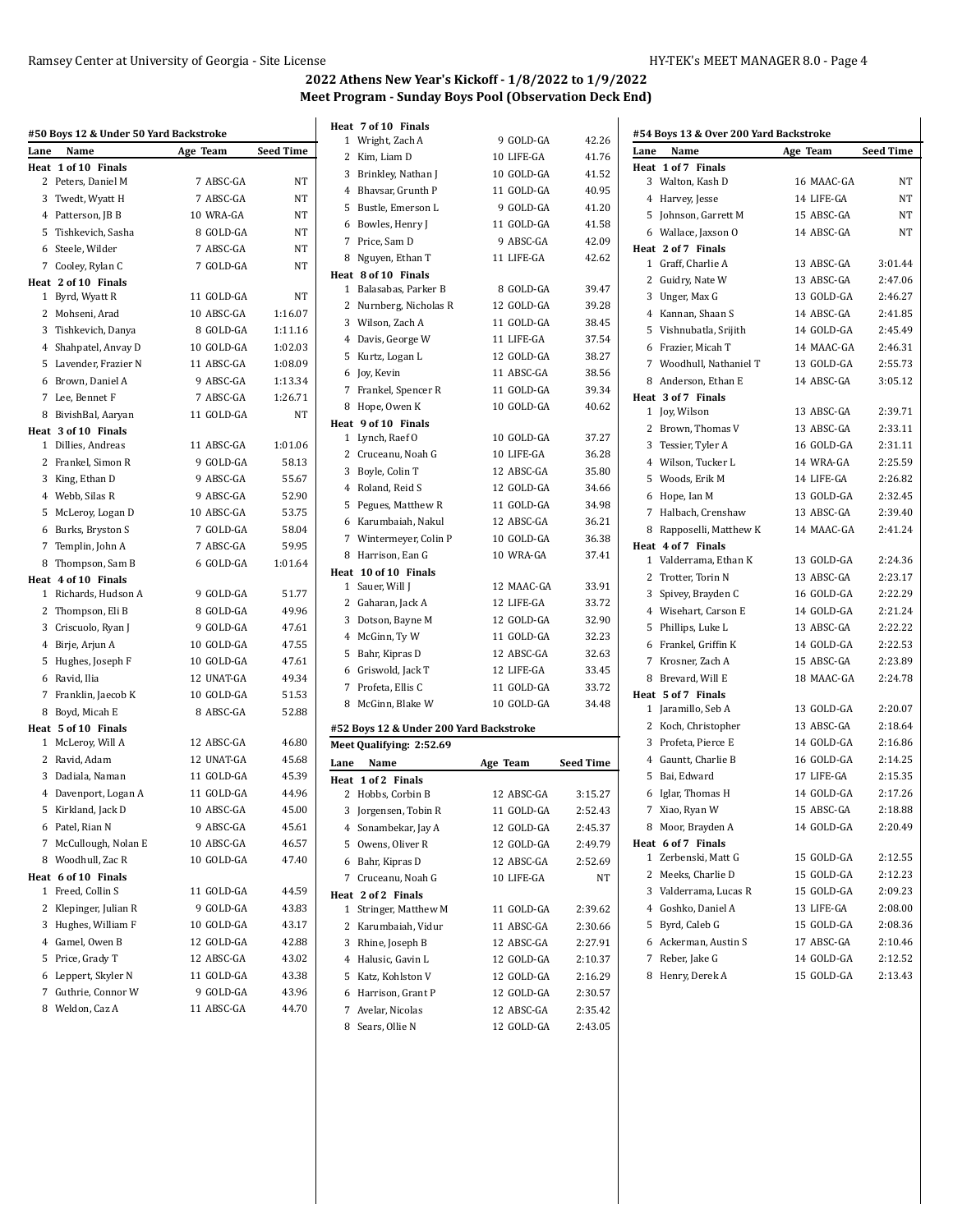# 2022 Athens New Year's Kickoff - 1/8/2022 to 1/9/2022
## Meet Program - Sunday Boys Pool (Observation Deck End)

### #50 Boys 12 & Under 50 Yard Backstroke

| Lane | Name | Age | Team | Seed Time |
|---|---|---|---|---|
| **Heat 1 of 10 Finals** | | | | |
| 2 | Peters, Daniel M | 7 | ABSC-GA | NT |
| 3 | Twedt, Wyatt H | 7 | ABSC-GA | NT |
| 4 | Patterson, JB B | 10 | WRA-GA | NT |
| 5 | Tishkevich, Sasha | 8 | GOLD-GA | NT |
| 6 | Steele, Wilder | 7 | ABSC-GA | NT |
| 7 | Cooley, Rylan C | 7 | GOLD-GA | NT |
| **Heat 2 of 10 Finals** | | | | |
| 1 | Byrd, Wyatt R | 11 | GOLD-GA | NT |
| 2 | Mohseni, Arad | 10 | ABSC-GA | 1:16.07 |
| 3 | Tishkevich, Danya | 8 | GOLD-GA | 1:11.16 |
| 4 | Shahpatel, Anvay D | 10 | GOLD-GA | 1:02.03 |
| 5 | Lavender, Frazier N | 11 | ABSC-GA | 1:08.09 |
| 6 | Brown, Daniel A | 9 | ABSC-GA | 1:13.34 |
| 7 | Lee, Bennet F | 7 | ABSC-GA | 1:26.71 |
| 8 | BivishBal, Aaryan | 11 | GOLD-GA | NT |
| **Heat 3 of 10 Finals** | | | | |
| 1 | Dillies, Andreas | 11 | ABSC-GA | 1:01.06 |
| 2 | Frankel, Simon R | 9 | GOLD-GA | 58.13 |
| 3 | King, Ethan D | 9 | ABSC-GA | 55.67 |
| 4 | Webb, Silas R | 9 | ABSC-GA | 52.90 |
| 5 | McLeroy, Logan D | 10 | ABSC-GA | 53.75 |
| 6 | Burks, Bryston S | 7 | GOLD-GA | 58.04 |
| 7 | Templin, John A | 7 | ABSC-GA | 59.95 |
| 8 | Thompson, Sam B | 6 | GOLD-GA | 1:01.64 |
| **Heat 4 of 10 Finals** | | | | |
| 1 | Richards, Hudson A | 9 | GOLD-GA | 51.77 |
| 2 | Thompson, Eli B | 8 | GOLD-GA | 49.96 |
| 3 | Criscuolo, Ryan J | 9 | GOLD-GA | 47.61 |
| 4 | Birje, Arjun A | 10 | GOLD-GA | 47.55 |
| 5 | Hughes, Joseph F | 10 | GOLD-GA | 47.61 |
| 6 | Ravid, Ilia | 12 | UNAT-GA | 49.34 |
| 7 | Franklin, Jaecob K | 10 | GOLD-GA | 51.53 |
| 8 | Boyd, Micah E | 8 | ABSC-GA | 52.88 |
| **Heat 5 of 10 Finals** | | | | |
| 1 | McLeroy, Will A | 12 | ABSC-GA | 46.80 |
| 2 | Ravid, Adam | 12 | UNAT-GA | 45.68 |
| 3 | Dadiala, Naman | 11 | GOLD-GA | 45.39 |
| 4 | Davenport, Logan A | 11 | GOLD-GA | 44.96 |
| 5 | Kirkland, Jack D | 10 | ABSC-GA | 45.00 |
| 6 | Patel, Rian N | 9 | ABSC-GA | 45.61 |
| 7 | McCullough, Nolan E | 10 | ABSC-GA | 46.57 |
| 8 | Woodhull, Zac R | 10 | GOLD-GA | 47.40 |
| **Heat 6 of 10 Finals** | | | | |
| 1 | Freed, Collin S | 11 | GOLD-GA | 44.59 |
| 2 | Klepinger, Julian R | 9 | GOLD-GA | 43.83 |
| 3 | Hughes, William F | 10 | GOLD-GA | 43.17 |
| 4 | Gamel, Owen B | 12 | GOLD-GA | 42.88 |
| 5 | Price, Grady T | 12 | ABSC-GA | 43.02 |
| 6 | Leppert, Skyler N | 11 | GOLD-GA | 43.38 |
| 7 | Guthrie, Connor W | 9 | GOLD-GA | 43.96 |
| 8 | Weldon, Caz A | 11 | ABSC-GA | 44.70 |
| **Heat 7 of 10 Finals** | | | | |
| 1 | Wright, Zach A | 9 | GOLD-GA | 42.26 |
| 2 | Kim, Liam D | 10 | LIFE-GA | 41.76 |
| 3 | Brinkley, Nathan J | 10 | GOLD-GA | 41.52 |
| 4 | Bhavsar, Grunth P | 11 | GOLD-GA | 40.95 |
| 5 | Bustle, Emerson L | 9 | GOLD-GA | 41.20 |
| 6 | Bowles, Henry J | 11 | GOLD-GA | 41.58 |
| 7 | Price, Sam D | 9 | ABSC-GA | 42.09 |
| 8 | Nguyen, Ethan T | 11 | LIFE-GA | 42.62 |
| **Heat 8 of 10 Finals** | | | | |
| 1 | Balasabas, Parker B | 8 | GOLD-GA | 39.47 |
| 2 | Nurnberg, Nicholas R | 12 | GOLD-GA | 39.28 |
| 3 | Wilson, Zach A | 11 | GOLD-GA | 38.45 |
| 4 | Davis, George W | 11 | LIFE-GA | 37.54 |
| 5 | Kurtz, Logan L | 12 | GOLD-GA | 38.27 |
| 6 | Joy, Kevin | 11 | ABSC-GA | 38.56 |
| 7 | Frankel, Spencer R | 11 | GOLD-GA | 39.34 |
| 8 | Hope, Owen K | 10 | GOLD-GA | 40.62 |
| **Heat 9 of 10 Finals** | | | | |
| 1 | Lynch, Raef O | 10 | GOLD-GA | 37.27 |
| 2 | Cruceanu, Noah G | 10 | LIFE-GA | 36.28 |
| 3 | Boyle, Colin T | 12 | ABSC-GA | 35.80 |
| 4 | Roland, Reid S | 12 | GOLD-GA | 34.66 |
| 5 | Pegues, Matthew R | 11 | GOLD-GA | 34.98 |
| 6 | Karumbaiah, Nakul | 12 | ABSC-GA | 36.21 |
| 7 | Wintermeyer, Colin P | 10 | GOLD-GA | 36.38 |
| 8 | Harrison, Ean G | 10 | WRA-GA | 37.41 |
| **Heat 10 of 10 Finals** | | | | |
| 1 | Sauer, Will J | 12 | MAAC-GA | 33.91 |
| 2 | Gaharan, Jack A | 12 | LIFE-GA | 33.72 |
| 3 | Dotson, Bayne M | 12 | GOLD-GA | 32.90 |
| 4 | McGinn, Ty W | 11 | GOLD-GA | 32.23 |
| 5 | Bahr, Kipras D | 12 | ABSC-GA | 32.63 |
| 6 | Griswold, Jack T | 12 | LIFE-GA | 33.45 |
| 7 | Profeta, Ellis C | 11 | GOLD-GA | 33.72 |
| 8 | McGinn, Blake W | 10 | GOLD-GA | 34.48 |

### #52 Boys 12 & Under 200 Yard Backstroke

**Meet Qualifying: 2:52.69**

| Lane | Name | Age | Team | Seed Time |
|---|---|---|---|---|
| **Heat 1 of 2 Finals** | | | | |
| 2 | Hobbs, Corbin B | 12 | ABSC-GA | 3:15.27 |
| 3 | Jorgensen, Tobin R | 11 | GOLD-GA | 2:52.43 |
| 4 | Sonambekar, Jay A | 12 | GOLD-GA | 2:45.37 |
| 5 | Owens, Oliver R | 12 | GOLD-GA | 2:49.79 |
| 6 | Bahr, Kipras D | 12 | ABSC-GA | 2:52.69 |
| 7 | Cruceanu, Noah G | 10 | LIFE-GA | NT |
| **Heat 2 of 2 Finals** | | | | |
| 1 | Stringer, Matthew M | 11 | GOLD-GA | 2:39.62 |
| 2 | Karumbaiah, Vidur | 11 | ABSC-GA | 2:30.66 |
| 3 | Rhine, Joseph B | 12 | ABSC-GA | 2:27.91 |
| 4 | Halusic, Gavin L | 12 | GOLD-GA | 2:10.37 |
| 5 | Katz, Kohlston V | 12 | GOLD-GA | 2:16.29 |
| 6 | Harrison, Grant P | 12 | GOLD-GA | 2:30.57 |
| 7 | Avelar, Nicolas | 12 | ABSC-GA | 2:35.42 |
| 8 | Sears, Ollie N | 12 | GOLD-GA | 2:43.05 |

### #54 Boys 13 & Over 200 Yard Backstroke

| Lane | Name | Age | Team | Seed Time |
|---|---|---|---|---|
| **Heat 1 of 7 Finals** | | | | |
| 3 | Walton, Kash D | 16 | MAAC-GA | NT |
| 4 | Harvey, Jesse | 14 | LIFE-GA | NT |
| 5 | Johnson, Garrett M | 15 | ABSC-GA | NT |
| 6 | Wallace, Jaxson O | 14 | ABSC-GA | NT |
| **Heat 2 of 7 Finals** | | | | |
| 1 | Graff, Charlie A | 13 | ABSC-GA | 3:01.44 |
| 2 | Guidry, Nate W | 13 | ABSC-GA | 2:47.06 |
| 3 | Unger, Max G | 13 | GOLD-GA | 2:46.27 |
| 4 | Kannan, Shaan S | 14 | ABSC-GA | 2:41.85 |
| 5 | Vishnubatla, Srijith | 14 | GOLD-GA | 2:45.49 |
| 6 | Frazier, Micah T | 14 | MAAC-GA | 2:46.31 |
| 7 | Woodhull, Nathaniel T | 13 | GOLD-GA | 2:55.73 |
| 8 | Anderson, Ethan E | 14 | ABSC-GA | 3:05.12 |
| **Heat 3 of 7 Finals** | | | | |
| 1 | Joy, Wilson | 13 | ABSC-GA | 2:39.71 |
| 2 | Brown, Thomas V | 13 | ABSC-GA | 2:33.11 |
| 3 | Tessier, Tyler A | 16 | GOLD-GA | 2:31.11 |
| 4 | Wilson, Tucker L | 14 | WRA-GA | 2:25.59 |
| 5 | Woods, Erik M | 14 | LIFE-GA | 2:26.82 |
| 6 | Hope, Ian M | 13 | GOLD-GA | 2:32.45 |
| 7 | Halbach, Crenshaw | 13 | ABSC-GA | 2:39.40 |
| 8 | Rapposelli, Matthew K | 14 | MAAC-GA | 2:41.24 |
| **Heat 4 of 7 Finals** | | | | |
| 1 | Valderrama, Ethan K | 13 | GOLD-GA | 2:24.36 |
| 2 | Trotter, Torin N | 13 | ABSC-GA | 2:23.17 |
| 3 | Spivey, Brayden C | 16 | GOLD-GA | 2:22.29 |
| 4 | Wisehart, Carson E | 14 | GOLD-GA | 2:21.24 |
| 5 | Phillips, Luke L | 13 | ABSC-GA | 2:22.22 |
| 6 | Frankel, Griffin K | 14 | GOLD-GA | 2:22.53 |
| 7 | Krosner, Zach A | 15 | ABSC-GA | 2:23.89 |
| 8 | Brevard, Will E | 18 | MAAC-GA | 2:24.78 |
| **Heat 5 of 7 Finals** | | | | |
| 1 | Jaramillo, Seb A | 13 | GOLD-GA | 2:20.07 |
| 2 | Koch, Christopher | 13 | ABSC-GA | 2:18.64 |
| 3 | Profeta, Pierce E | 14 | GOLD-GA | 2:16.86 |
| 4 | Gauntt, Charlie B | 16 | GOLD-GA | 2:14.25 |
| 5 | Bai, Edward | 17 | LIFE-GA | 2:15.35 |
| 6 | Iglar, Thomas H | 14 | GOLD-GA | 2:17.26 |
| 7 | Xiao, Ryan W | 15 | ABSC-GA | 2:18.88 |
| 8 | Moor, Brayden A | 14 | GOLD-GA | 2:20.49 |
| **Heat 6 of 7 Finals** | | | | |
| 1 | Zerbenski, Matt G | 15 | GOLD-GA | 2:12.55 |
| 2 | Meeks, Charlie D | 15 | GOLD-GA | 2:12.23 |
| 3 | Valderrama, Lucas R | 15 | GOLD-GA | 2:09.23 |
| 4 | Goshko, Daniel A | 13 | LIFE-GA | 2:08.00 |
| 5 | Byrd, Caleb G | 15 | GOLD-GA | 2:08.36 |
| 6 | Ackerman, Austin S | 17 | ABSC-GA | 2:10.46 |
| 7 | Reber, Jake G | 14 | GOLD-GA | 2:12.52 |
| 8 | Henry, Derek A | 15 | GOLD-GA | 2:13.43 |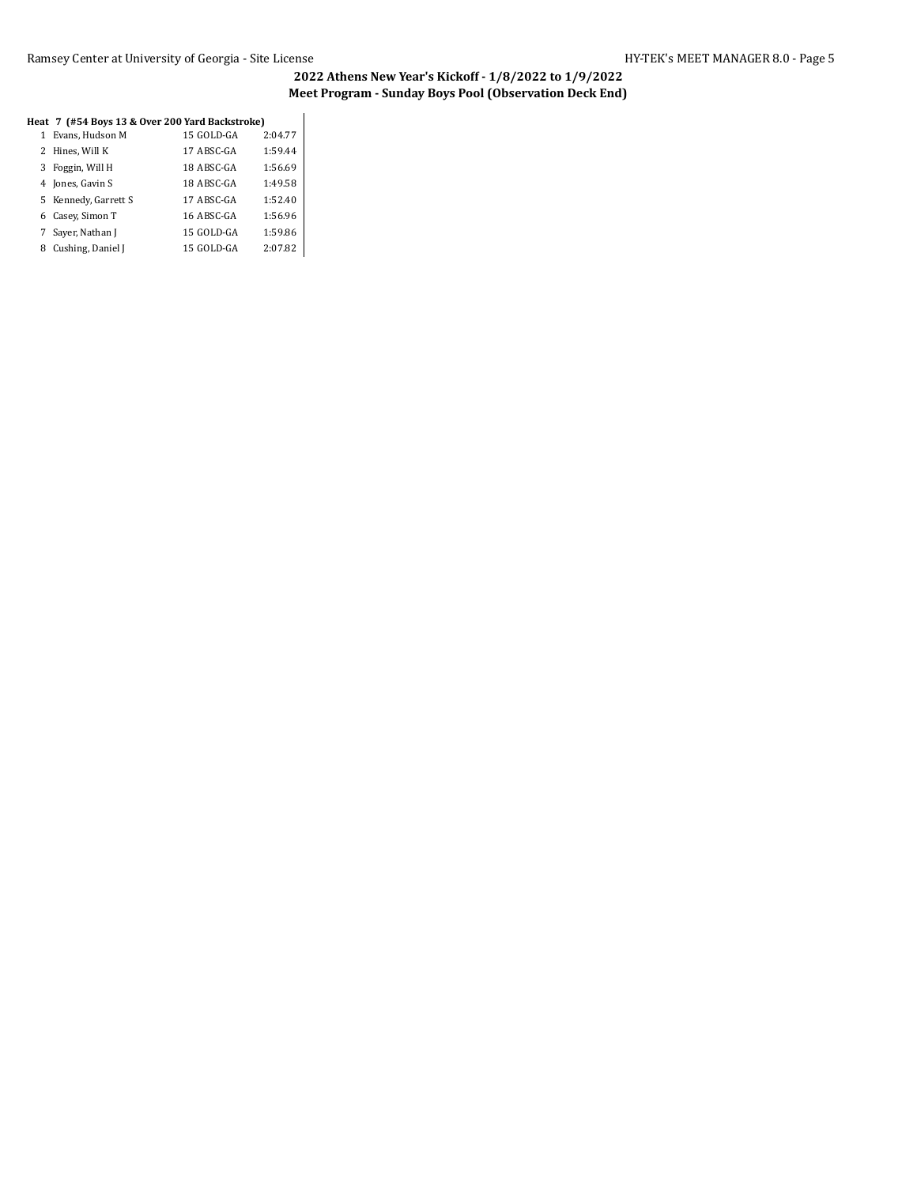**2022 Athens New Year's Kickoff - 1/8/2022 to 1/9/2022**

**Meet Program - Sunday Boys Pool (Observation Deck End)**

**Heat 7 (#54 Boys 13 & Over 200 Yard Backstroke)**

| | | | |
|---|---|---|---|
| 1 | Evans, Hudson M | 15 GOLD-GA | 2:04.77 |
| 2 | Hines, Will K | 17 ABSC-GA | 1:59.44 |
| 3 | Foggin, Will H | 18 ABSC-GA | 1:56.69 |
| 4 | Jones, Gavin S | 18 ABSC-GA | 1:49.58 |
| 5 | Kennedy, Garrett S | 17 ABSC-GA | 1:52.40 |
| 6 | Casey, Simon T | 16 ABSC-GA | 1:56.96 |
| 7 | Sayer, Nathan J | 15 GOLD-GA | 1:59.86 |
| 8 | Cushing, Daniel J | 15 GOLD-GA | 2:07.82 |